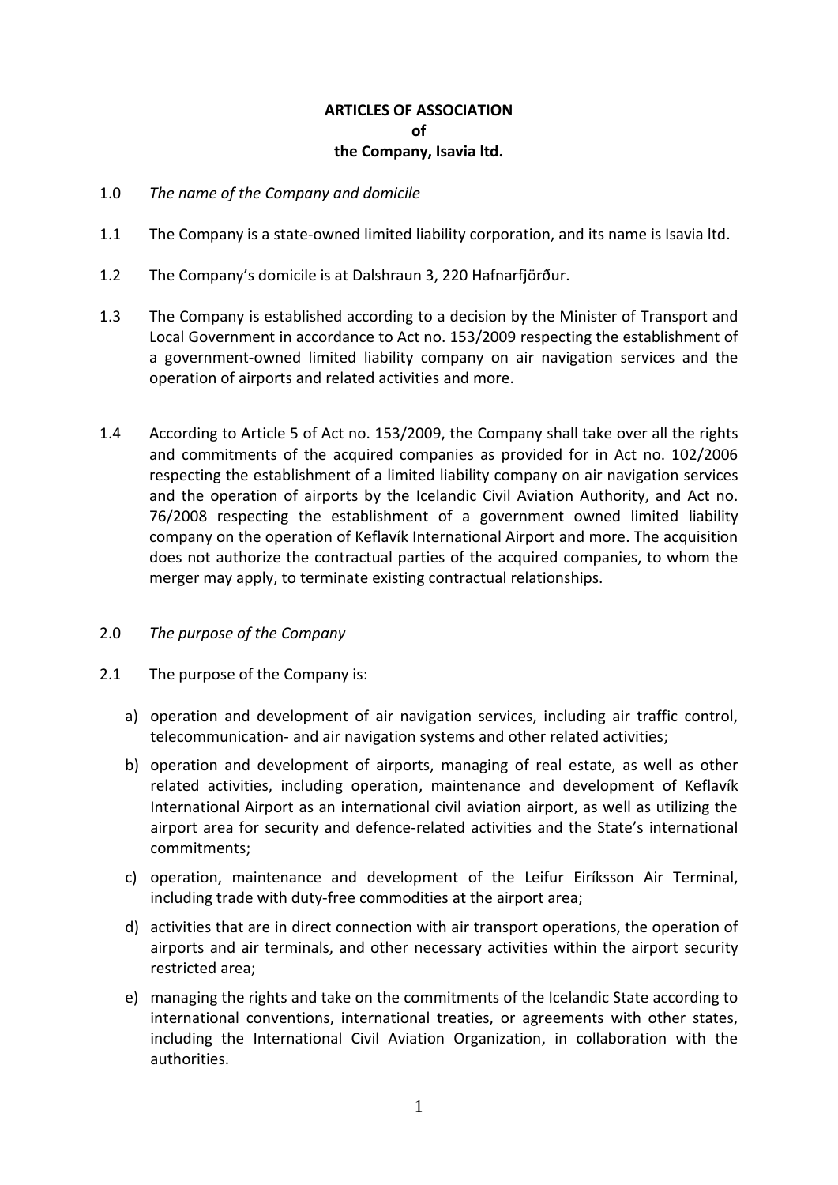# ARTICLES OF ASSOCIATION
# of
# the Company, Isavia ltd.

1.0 *The name of the Company and domicile*

1.1 The Company is a state-owned limited liability corporation, and its name is Isavia ltd.

1.2 The Company's domicile is at Dalshraun 3, 220 Hafnarfjörður.

1.3 The Company is established according to a decision by the Minister of Transport and Local Government in accordance to Act no. 153/2009 respecting the establishment of a government-owned limited liability company on air navigation services and the operation of airports and related activities and more.

1.4 According to Article 5 of Act no. 153/2009, the Company shall take over all the rights and commitments of the acquired companies as provided for in Act no. 102/2006 respecting the establishment of a limited liability company on air navigation services and the operation of airports by the Icelandic Civil Aviation Authority, and Act no. 76/2008 respecting the establishment of a government owned limited liability company on the operation of Keflavík International Airport and more. The acquisition does not authorize the contractual parties of the acquired companies, to whom the merger may apply, to terminate existing contractual relationships.

2.0 *The purpose of the Company*

2.1 The purpose of the Company is:

a) operation and development of air navigation services, including air traffic control, telecommunication- and air navigation systems and other related activities;

b) operation and development of airports, managing of real estate, as well as other related activities, including operation, maintenance and development of Keflavík International Airport as an international civil aviation airport, as well as utilizing the airport area for security and defence-related activities and the State's international commitments;

c) operation, maintenance and development of the Leifur Eiríksson Air Terminal, including trade with duty-free commodities at the airport area;

d) activities that are in direct connection with air transport operations, the operation of airports and air terminals, and other necessary activities within the airport security restricted area;

e) managing the rights and take on the commitments of the Icelandic State according to international conventions, international treaties, or agreements with other states, including the International Civil Aviation Organization, in collaboration with the authorities.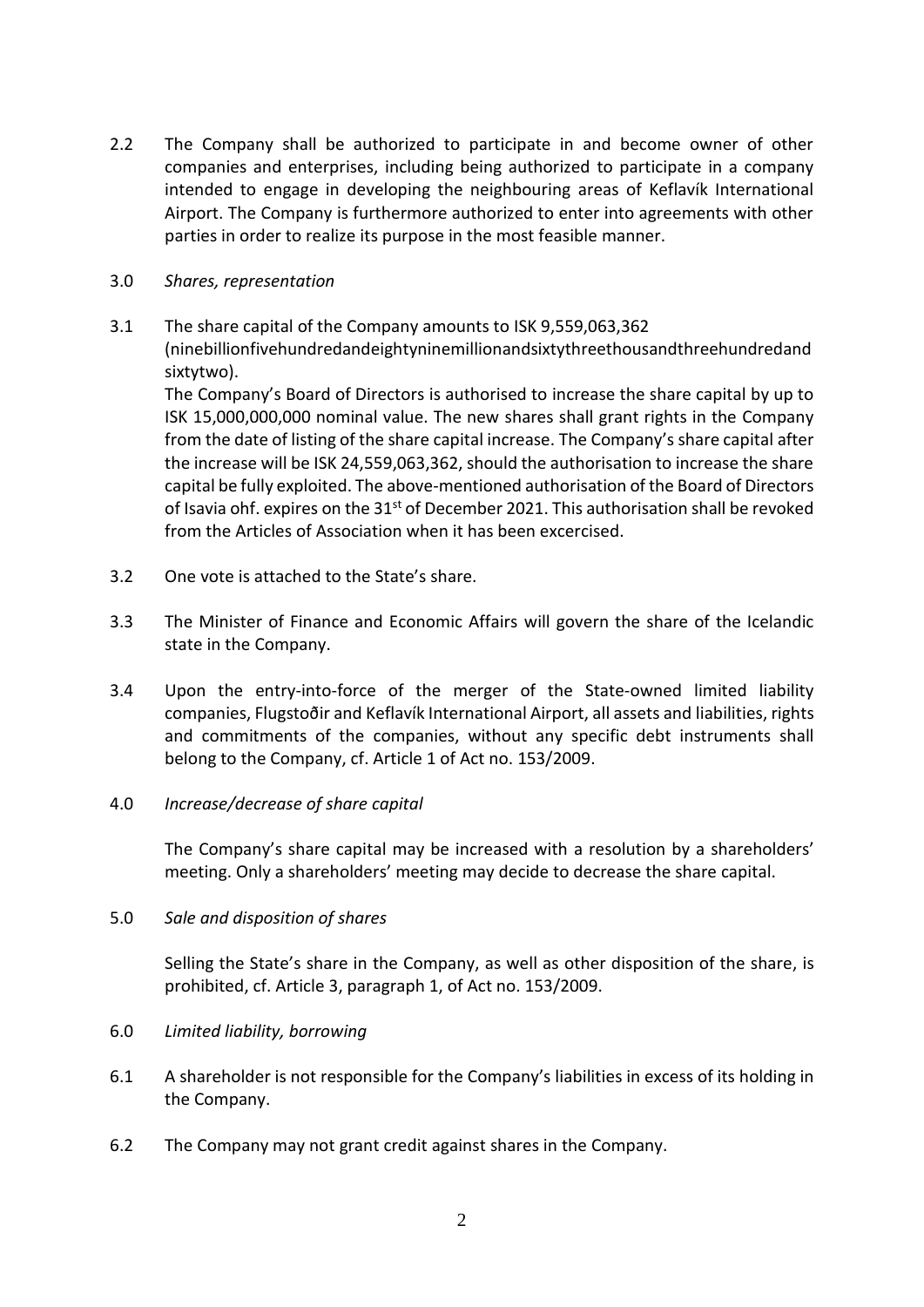2.2 The Company shall be authorized to participate in and become owner of other companies and enterprises, including being authorized to participate in a company intended to engage in developing the neighbouring areas of Keflavík International Airport. The Company is furthermore authorized to enter into agreements with other parties in order to realize its purpose in the most feasible manner.

3.0 *Shares, representation*

3.1 The share capital of the Company amounts to ISK 9,559,063,362 (ninebillionfivehundredandeightyninemillionandsixtythreethousandthreehundredand sixtytwo).
The Company's Board of Directors is authorised to increase the share capital by up to ISK 15,000,000,000 nominal value. The new shares shall grant rights in the Company from the date of listing of the share capital increase. The Company's share capital after the increase will be ISK 24,559,063,362, should the authorisation to increase the share capital be fully exploited. The above-mentioned authorisation of the Board of Directors of Isavia ohf. expires on the 31st of December 2021. This authorisation shall be revoked from the Articles of Association when it has been excercised.

3.2 One vote is attached to the State's share.

3.3 The Minister of Finance and Economic Affairs will govern the share of the Icelandic state in the Company.

3.4 Upon the entry-into-force of the merger of the State-owned limited liability companies, Flugstoðir and Keflavík International Airport, all assets and liabilities, rights and commitments of the companies, without any specific debt instruments shall belong to the Company, cf. Article 1 of Act no. 153/2009.

4.0 *Increase/decrease of share capital*

The Company's share capital may be increased with a resolution by a shareholders' meeting. Only a shareholders' meeting may decide to decrease the share capital.

5.0 *Sale and disposition of shares*

Selling the State's share in the Company, as well as other disposition of the share, is prohibited, cf. Article 3, paragraph 1, of Act no. 153/2009.

6.0 *Limited liability, borrowing*

6.1 A shareholder is not responsible for the Company's liabilities in excess of its holding in the Company.

6.2 The Company may not grant credit against shares in the Company.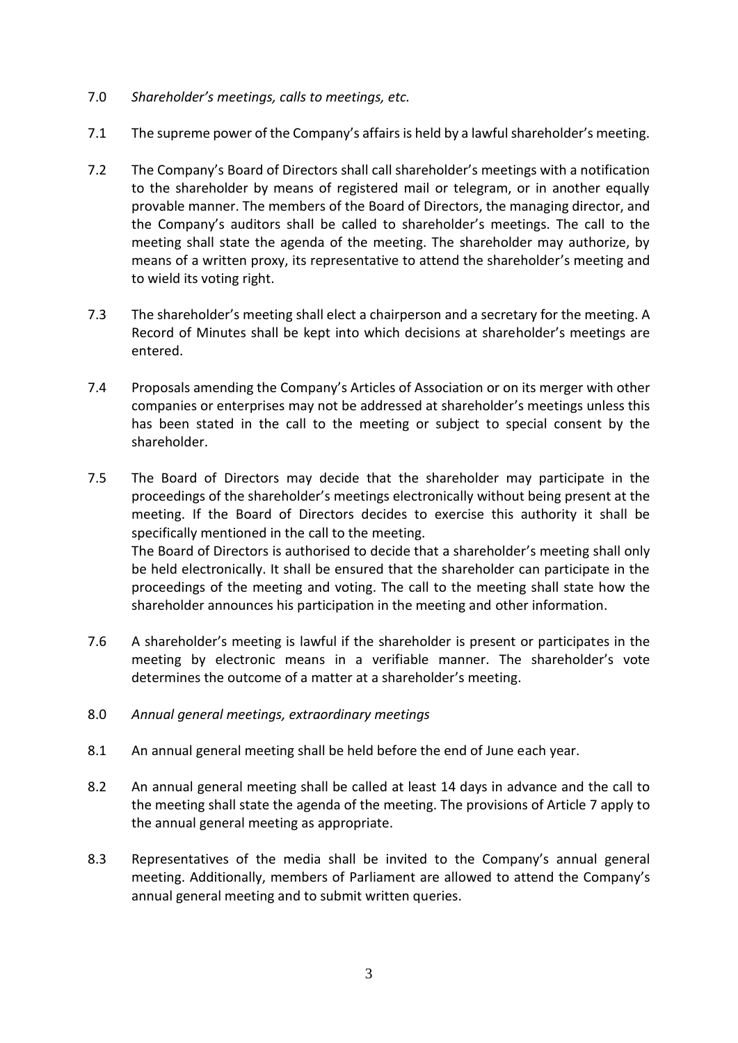7.0 *Shareholder's meetings, calls to meetings, etc.*

7.1 The supreme power of the Company's affairs is held by a lawful shareholder's meeting.

7.2 The Company's Board of Directors shall call shareholder's meetings with a notification to the shareholder by means of registered mail or telegram, or in another equally provable manner. The members of the Board of Directors, the managing director, and the Company's auditors shall be called to shareholder's meetings. The call to the meeting shall state the agenda of the meeting. The shareholder may authorize, by means of a written proxy, its representative to attend the shareholder's meeting and to wield its voting right.

7.3 The shareholder's meeting shall elect a chairperson and a secretary for the meeting. A Record of Minutes shall be kept into which decisions at shareholder's meetings are entered.

7.4 Proposals amending the Company's Articles of Association or on its merger with other companies or enterprises may not be addressed at shareholder's meetings unless this has been stated in the call to the meeting or subject to special consent by the shareholder.

7.5 The Board of Directors may decide that the shareholder may participate in the proceedings of the shareholder's meetings electronically without being present at the meeting. If the Board of Directors decides to exercise this authority it shall be specifically mentioned in the call to the meeting.
The Board of Directors is authorised to decide that a shareholder's meeting shall only be held electronically. It shall be ensured that the shareholder can participate in the proceedings of the meeting and voting. The call to the meeting shall state how the shareholder announces his participation in the meeting and other information.

7.6 A shareholder's meeting is lawful if the shareholder is present or participates in the meeting by electronic means in a verifiable manner. The shareholder's vote determines the outcome of a matter at a shareholder's meeting.

8.0 *Annual general meetings, extraordinary meetings*

8.1 An annual general meeting shall be held before the end of June each year.

8.2 An annual general meeting shall be called at least 14 days in advance and the call to the meeting shall state the agenda of the meeting. The provisions of Article 7 apply to the annual general meeting as appropriate.

8.3 Representatives of the media shall be invited to the Company's annual general meeting. Additionally, members of Parliament are allowed to attend the Company's annual general meeting and to submit written queries.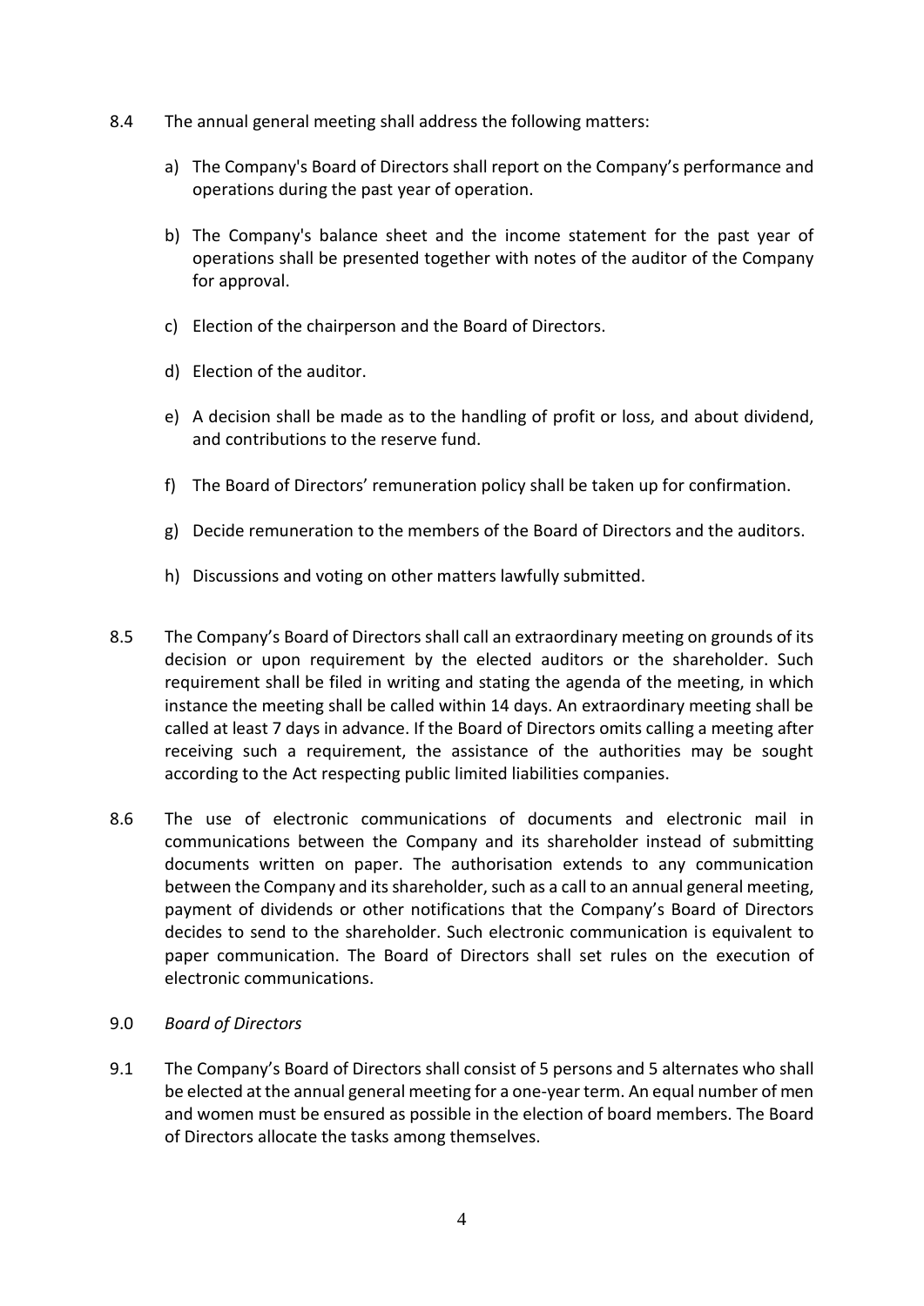8.4 The annual general meeting shall address the following matters:

a) The Company's Board of Directors shall report on the Company's performance and operations during the past year of operation.

b) The Company's balance sheet and the income statement for the past year of operations shall be presented together with notes of the auditor of the Company for approval.

c) Election of the chairperson and the Board of Directors.

d) Election of the auditor.

e) A decision shall be made as to the handling of profit or loss, and about dividend, and contributions to the reserve fund.

f) The Board of Directors' remuneration policy shall be taken up for confirmation.

g) Decide remuneration to the members of the Board of Directors and the auditors.

h) Discussions and voting on other matters lawfully submitted.

8.5 The Company's Board of Directors shall call an extraordinary meeting on grounds of its decision or upon requirement by the elected auditors or the shareholder. Such requirement shall be filed in writing and stating the agenda of the meeting, in which instance the meeting shall be called within 14 days. An extraordinary meeting shall be called at least 7 days in advance. If the Board of Directors omits calling a meeting after receiving such a requirement, the assistance of the authorities may be sought according to the Act respecting public limited liabilities companies.

8.6 The use of electronic communications of documents and electronic mail in communications between the Company and its shareholder instead of submitting documents written on paper. The authorisation extends to any communication between the Company and its shareholder, such as a call to an annual general meeting, payment of dividends or other notifications that the Company's Board of Directors decides to send to the shareholder. Such electronic communication is equivalent to paper communication. The Board of Directors shall set rules on the execution of electronic communications.

9.0 *Board of Directors*

9.1 The Company's Board of Directors shall consist of 5 persons and 5 alternates who shall be elected at the annual general meeting for a one-year term. An equal number of men and women must be ensured as possible in the election of board members. The Board of Directors allocate the tasks among themselves.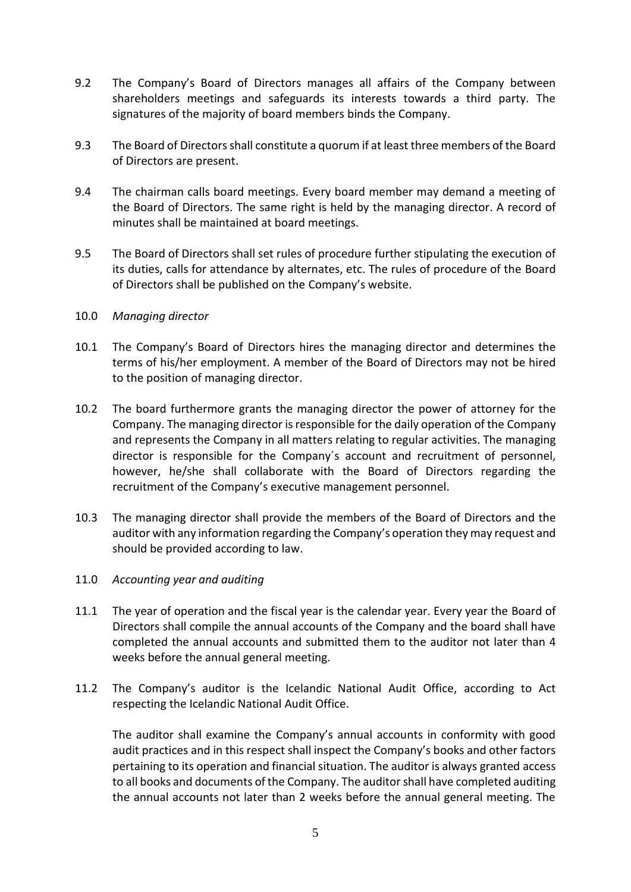9.2 The Company's Board of Directors manages all affairs of the Company between shareholders meetings and safeguards its interests towards a third party. The signatures of the majority of board members binds the Company.

9.3 The Board of Directors shall constitute a quorum if at least three members of the Board of Directors are present.

9.4 The chairman calls board meetings. Every board member may demand a meeting of the Board of Directors. The same right is held by the managing director. A record of minutes shall be maintained at board meetings.

9.5 The Board of Directors shall set rules of procedure further stipulating the execution of its duties, calls for attendance by alternates, etc. The rules of procedure of the Board of Directors shall be published on the Company's website.

10.0 *Managing director*

10.1 The Company's Board of Directors hires the managing director and determines the terms of his/her employment. A member of the Board of Directors may not be hired to the position of managing director.

10.2 The board furthermore grants the managing director the power of attorney for the Company. The managing director is responsible for the daily operation of the Company and represents the Company in all matters relating to regular activities. The managing director is responsible for the Company´s account and recruitment of personnel, however, he/she shall collaborate with the Board of Directors regarding the recruitment of the Company's executive management personnel.

10.3 The managing director shall provide the members of the Board of Directors and the auditor with any information regarding the Company's operation they may request and should be provided according to law.

11.0 *Accounting year and auditing*

11.1 The year of operation and the fiscal year is the calendar year. Every year the Board of Directors shall compile the annual accounts of the Company and the board shall have completed the annual accounts and submitted them to the auditor not later than 4 weeks before the annual general meeting.

11.2 The Company's auditor is the Icelandic National Audit Office, according to Act respecting the Icelandic National Audit Office.

The auditor shall examine the Company's annual accounts in conformity with good audit practices and in this respect shall inspect the Company's books and other factors pertaining to its operation and financial situation. The auditor is always granted access to all books and documents of the Company. The auditor shall have completed auditing the annual accounts not later than 2 weeks before the annual general meeting. The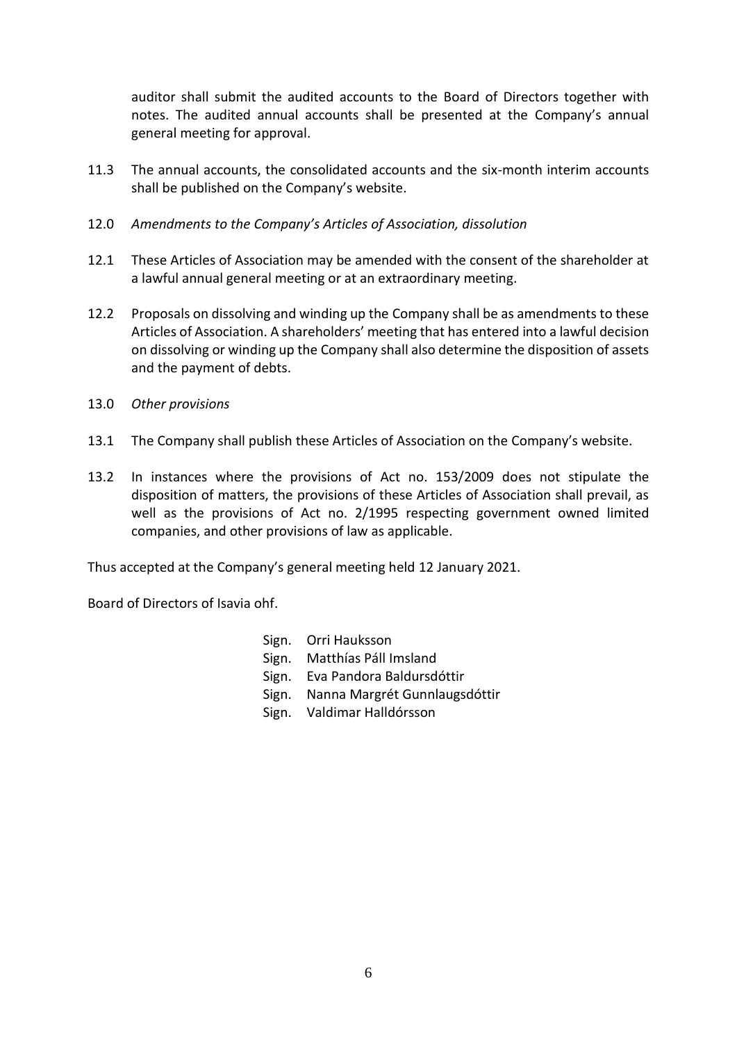auditor shall submit the audited accounts to the Board of Directors together with notes. The audited annual accounts shall be presented at the Company's annual general meeting for approval.

11.3 The annual accounts, the consolidated accounts and the six-month interim accounts shall be published on the Company's website.

12.0 *Amendments to the Company's Articles of Association, dissolution*

12.1 These Articles of Association may be amended with the consent of the shareholder at a lawful annual general meeting or at an extraordinary meeting.

12.2 Proposals on dissolving and winding up the Company shall be as amendments to these Articles of Association. A shareholders' meeting that has entered into a lawful decision on dissolving or winding up the Company shall also determine the disposition of assets and the payment of debts.

13.0 *Other provisions*

13.1 The Company shall publish these Articles of Association on the Company's website.

13.2 In instances where the provisions of Act no. 153/2009 does not stipulate the disposition of matters, the provisions of these Articles of Association shall prevail, as well as the provisions of Act no. 2/1995 respecting government owned limited companies, and other provisions of law as applicable.

Thus accepted at the Company's general meeting held 12 January 2021.

Board of Directors of Isavia ohf.

Sign. Orri Hauksson
Sign. Matthías Páll Imsland
Sign. Eva Pandora Baldursdóttir
Sign. Nanna Margrét Gunnlaugsdóttir
Sign. Valdimar Halldórsson